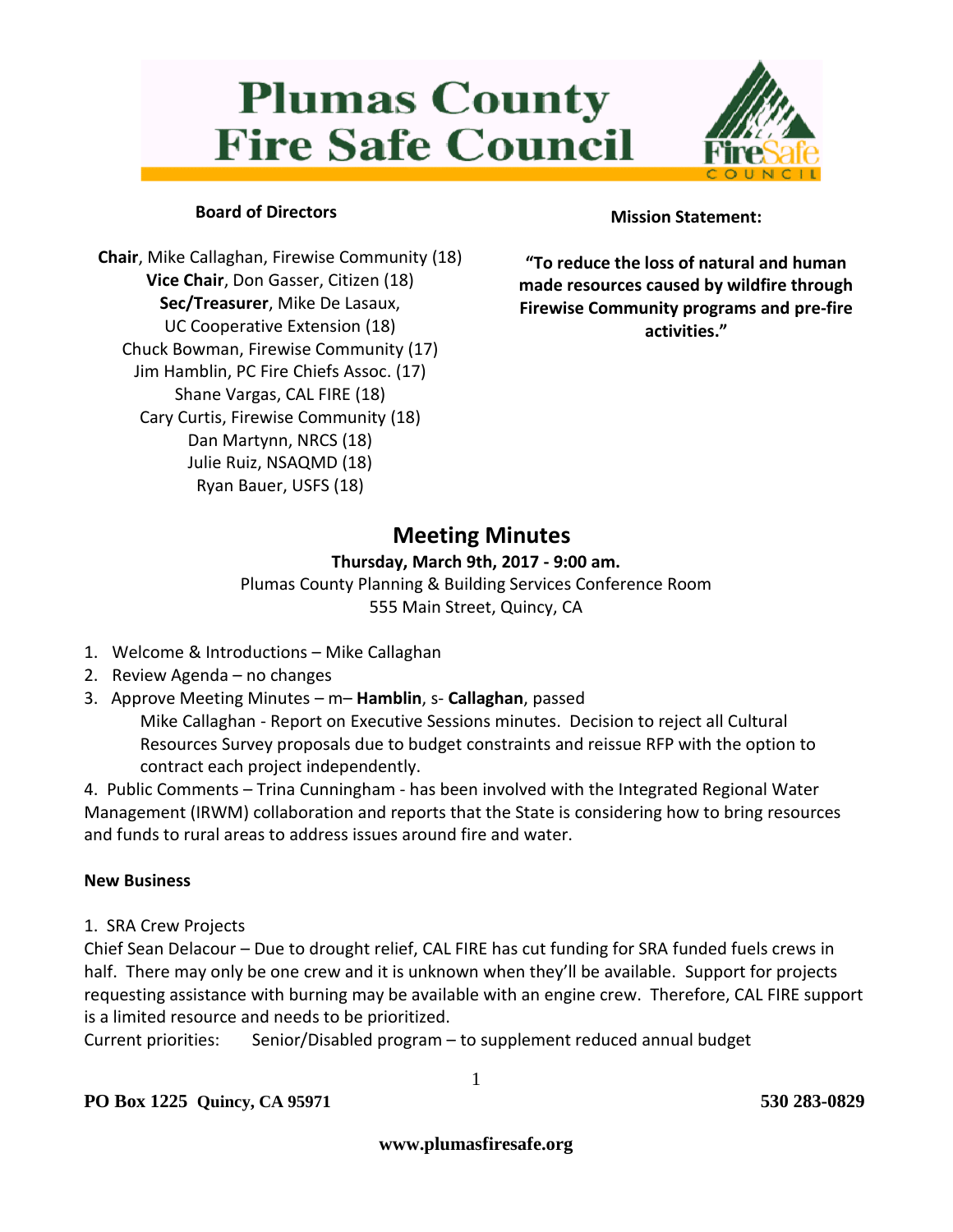# Plumas County Fire Safe Council

**Board of Directors**

**Chair**, Mike Callaghan, Firewise Community (18)
**Vice Chair**, Don Gasser, Citizen (18)
**Sec/Treasurer**, Mike De Lasaux, UC Cooperative Extension (18)
Chuck Bowman, Firewise Community (17)
Jim Hamblin, PC Fire Chiefs Assoc. (17)
Shane Vargas, CAL FIRE (18)
Cary Curtis, Firewise Community (18)
Dan Martynn, NRCS (18)
Julie Ruiz, NSAQMD (18)
Ryan Bauer, USFS (18)

**Mission Statement:**

**"To reduce the loss of natural and human made resources caused by wildfire through Firewise Community programs and pre-fire activities."**

## Meeting Minutes

**Thursday, March 9th, 2017 - 9:00 am.**
Plumas County Planning & Building Services Conference Room
555 Main Street, Quincy, CA

1. Welcome & Introductions – Mike Callaghan
2. Review Agenda – no changes
3. Approve Meeting Minutes – m– **Hamblin**, s- **Callaghan**, passed
   Mike Callaghan - Report on Executive Sessions minutes. Decision to reject all Cultural Resources Survey proposals due to budget constraints and reissue RFP with the option to contract each project independently.

4. Public Comments – Trina Cunningham - has been involved with the Integrated Regional Water Management (IRWM) collaboration and reports that the State is considering how to bring resources and funds to rural areas to address issues around fire and water.

**New Business**

1. SRA Crew Projects

Chief Sean Delacour – Due to drought relief, CAL FIRE has cut funding for SRA funded fuels crews in half. There may only be one crew and it is unknown when they'll be available. Support for projects requesting assistance with burning may be available with an engine crew. Therefore, CAL FIRE support is a limited resource and needs to be prioritized.

Current priorities: Senior/Disabled program – to supplement reduced annual budget

**PO Box 1225 Quincy, CA 95971** **530 283-0829**

**www.plumasfiresafe.org**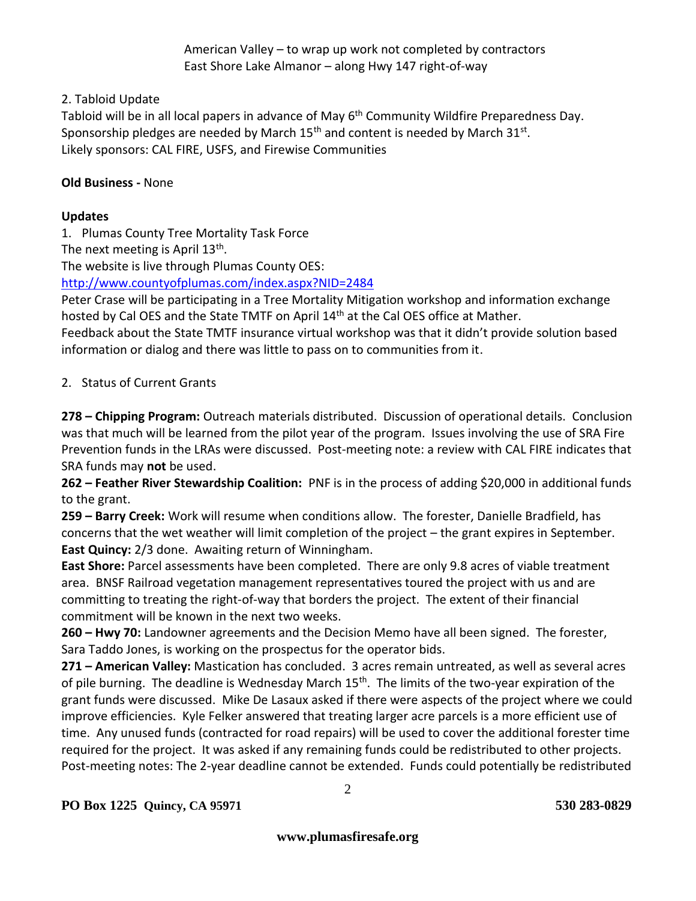American Valley – to wrap up work not completed by contractors
East Shore Lake Almanor – along Hwy 147 right-of-way

2. Tabloid Update

Tabloid will be in all local papers in advance of May 6th Community Wildfire Preparedness Day. Sponsorship pledges are needed by March 15th and content is needed by March 31st.
Likely sponsors: CAL FIRE, USFS, and Firewise Communities

**Old Business -** None

**Updates**

1. Plumas County Tree Mortality Task Force

The next meeting is April 13th.
The website is live through Plumas County OES:
http://www.countyofplumas.com/index.aspx?NID=2484
Peter Crase will be participating in a Tree Mortality Mitigation workshop and information exchange hosted by Cal OES and the State TMTF on April 14th at the Cal OES office at Mather.
Feedback about the State TMTF insurance virtual workshop was that it didn't provide solution based information or dialog and there was little to pass on to communities from it.

2. Status of Current Grants

**278 – Chipping Program:** Outreach materials distributed. Discussion of operational details. Conclusion was that much will be learned from the pilot year of the program. Issues involving the use of SRA Fire Prevention funds in the LRAs were discussed. Post-meeting note: a review with CAL FIRE indicates that SRA funds may **not** be used.
**262 – Feather River Stewardship Coalition:** PNF is in the process of adding $20,000 in additional funds to the grant.
**259 – Barry Creek:** Work will resume when conditions allow. The forester, Danielle Bradfield, has concerns that the wet weather will limit completion of the project – the grant expires in September.
**East Quincy:** 2/3 done. Awaiting return of Winningham.
**East Shore:** Parcel assessments have been completed. There are only 9.8 acres of viable treatment area. BNSF Railroad vegetation management representatives toured the project with us and are committing to treating the right-of-way that borders the project. The extent of their financial commitment will be known in the next two weeks.
**260 – Hwy 70:** Landowner agreements and the Decision Memo have all been signed. The forester, Sara Taddo Jones, is working on the prospectus for the operator bids.
**271 – American Valley:** Mastication has concluded. 3 acres remain untreated, as well as several acres of pile burning. The deadline is Wednesday March 15th. The limits of the two-year expiration of the grant funds were discussed. Mike De Lasaux asked if there were aspects of the project where we could improve efficiencies. Kyle Felker answered that treating larger acre parcels is a more efficient use of time. Any unused funds (contracted for road repairs) will be used to cover the additional forester time required for the project. It was asked if any remaining funds could be redistributed to other projects. Post-meeting notes: The 2-year deadline cannot be extended. Funds could potentially be redistributed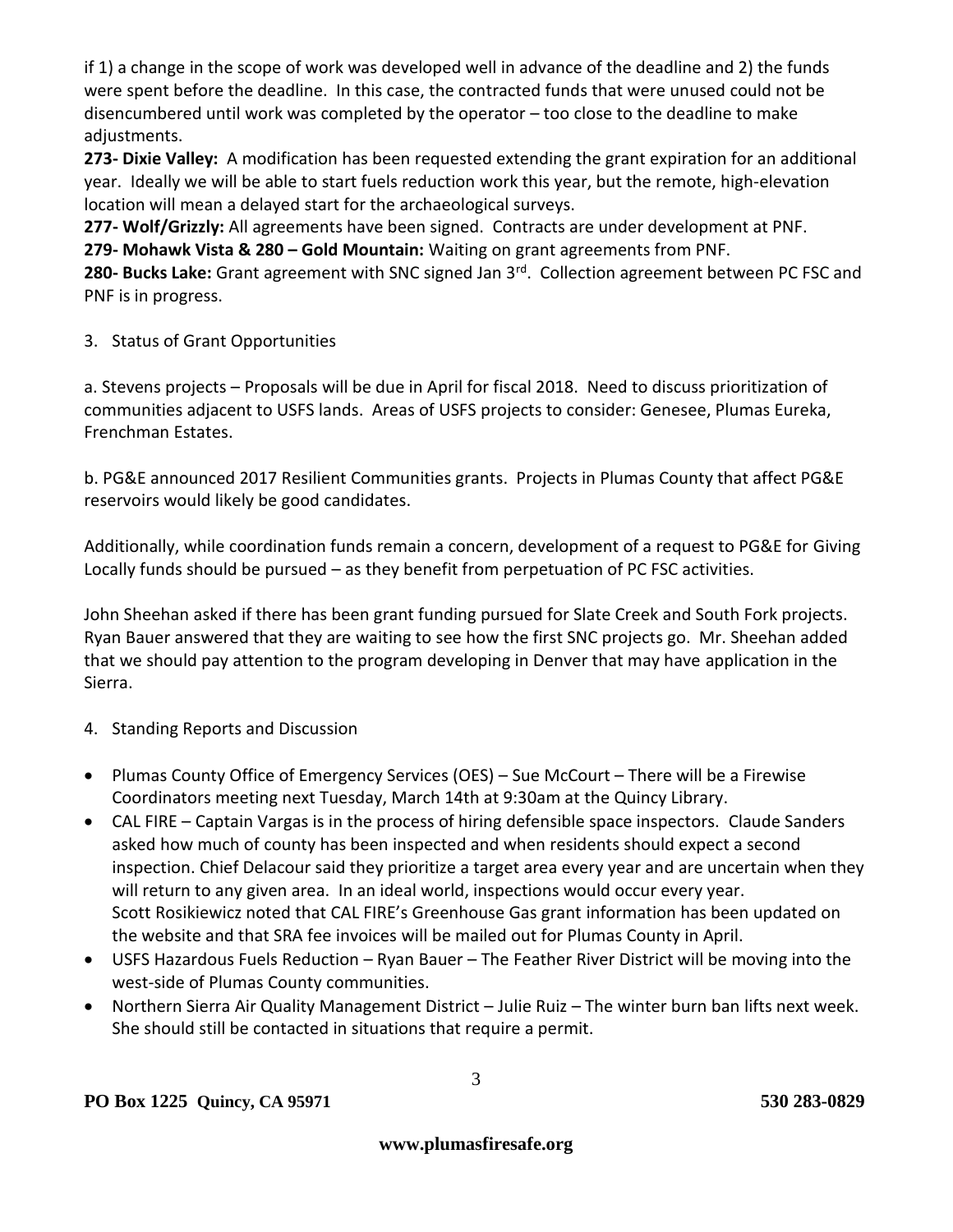if 1) a change in the scope of work was developed well in advance of the deadline and 2) the funds were spent before the deadline. In this case, the contracted funds that were unused could not be disencumbered until work was completed by the operator – too close to the deadline to make adjustments.

**273- Dixie Valley:** A modification has been requested extending the grant expiration for an additional year. Ideally we will be able to start fuels reduction work this year, but the remote, high-elevation location will mean a delayed start for the archaeological surveys.

**277- Wolf/Grizzly:** All agreements have been signed. Contracts are under development at PNF.

**279- Mohawk Vista & 280 – Gold Mountain:** Waiting on grant agreements from PNF.

**280- Bucks Lake:** Grant agreement with SNC signed Jan 3rd. Collection agreement between PC FSC and PNF is in progress.

3. Status of Grant Opportunities

a. Stevens projects – Proposals will be due in April for fiscal 2018. Need to discuss prioritization of communities adjacent to USFS lands. Areas of USFS projects to consider: Genesee, Plumas Eureka, Frenchman Estates.

b. PG&E announced 2017 Resilient Communities grants. Projects in Plumas County that affect PG&E reservoirs would likely be good candidates.

Additionally, while coordination funds remain a concern, development of a request to PG&E for Giving Locally funds should be pursued – as they benefit from perpetuation of PC FSC activities.

John Sheehan asked if there has been grant funding pursued for Slate Creek and South Fork projects. Ryan Bauer answered that they are waiting to see how the first SNC projects go. Mr. Sheehan added that we should pay attention to the program developing in Denver that may have application in the Sierra.

4. Standing Reports and Discussion

- Plumas County Office of Emergency Services (OES) – Sue McCourt – There will be a Firewise Coordinators meeting next Tuesday, March 14th at 9:30am at the Quincy Library.
- CAL FIRE – Captain Vargas is in the process of hiring defensible space inspectors. Claude Sanders asked how much of county has been inspected and when residents should expect a second inspection. Chief Delacour said they prioritize a target area every year and are uncertain when they will return to any given area. In an ideal world, inspections would occur every year. Scott Rosikiewicz noted that CAL FIRE's Greenhouse Gas grant information has been updated on the website and that SRA fee invoices will be mailed out for Plumas County in April.
- USFS Hazardous Fuels Reduction – Ryan Bauer – The Feather River District will be moving into the west-side of Plumas County communities.
- Northern Sierra Air Quality Management District – Julie Ruiz – The winter burn ban lifts next week. She should still be contacted in situations that require a permit.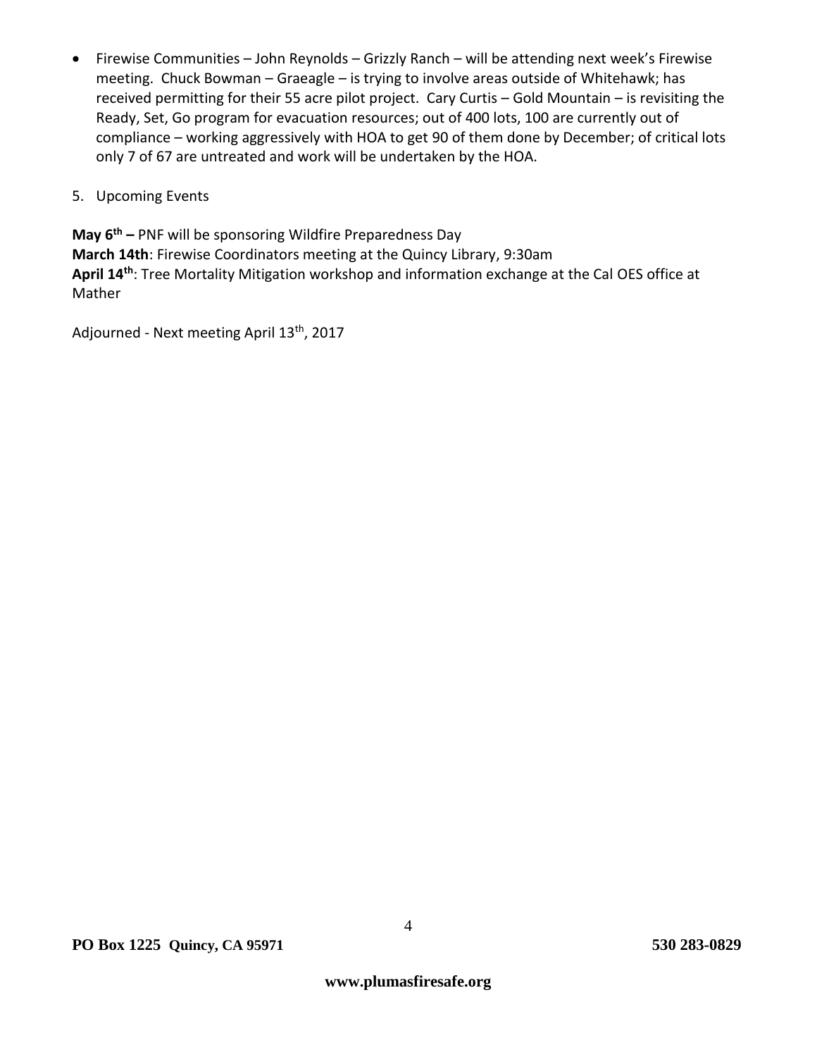- Firewise Communities – John Reynolds – Grizzly Ranch – will be attending next week's Firewise meeting. Chuck Bowman – Graeagle – is trying to involve areas outside of Whitehawk; has received permitting for their 55 acre pilot project. Cary Curtis – Gold Mountain – is revisiting the Ready, Set, Go program for evacuation resources; out of 400 lots, 100 are currently out of compliance – working aggressively with HOA to get 90 of them done by December; of critical lots only 7 of 67 are untreated and work will be undertaken by the HOA.

5. Upcoming Events

**May 6th –** PNF will be sponsoring Wildfire Preparedness Day
**March 14th**: Firewise Coordinators meeting at the Quincy Library, 9:30am
**April 14th**: Tree Mortality Mitigation workshop and information exchange at the Cal OES office at Mather

Adjourned - Next meeting April 13th, 2017

**PO Box 1225 Quincy, CA 95971** **530 283-0829**

**www.plumasfiresafe.org**